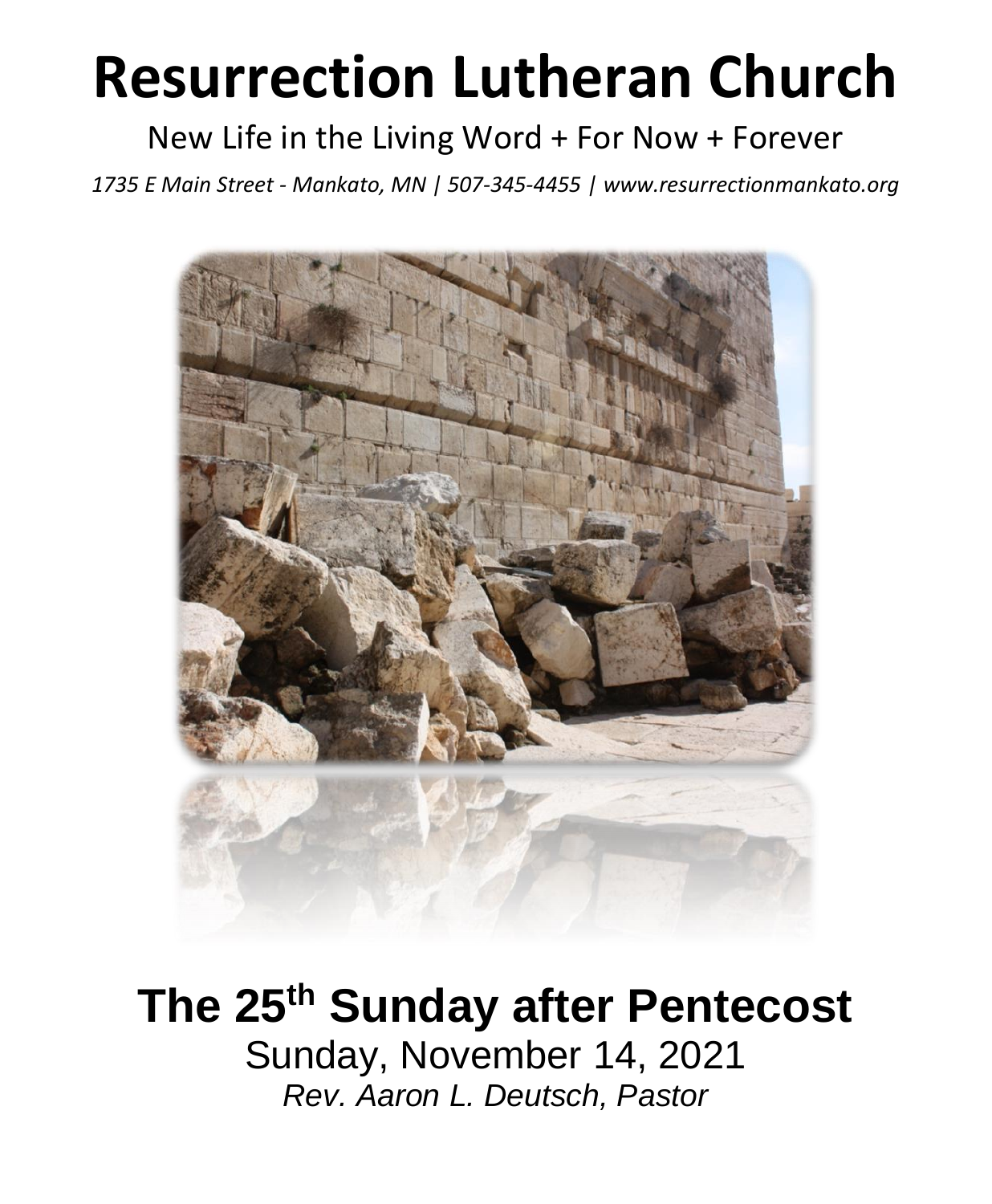# Resurrection Lutheran Church

New Life in the Living Word + For Now + Forever

*1735 E Main Street - Mankato, MN | 507-345-4455 | www.resurrectionmankato.org*

## The 25th Sunday after Pentecost

Sunday, November 14, 2021

*Rev. Aaron L. Deutsch, Pastor*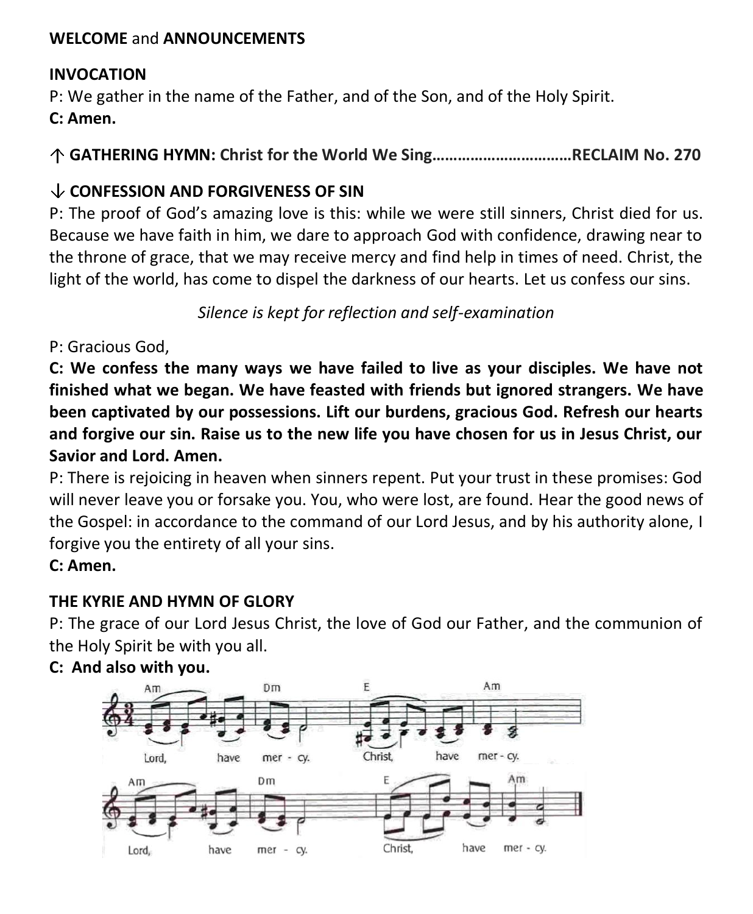**WELCOME** and **ANNOUNCEMENTS**

**INVOCATION**

P: We gather in the name of the Father, and of the Son, and of the Holy Spirit.

**C: Amen.**

**↑ GATHERING HYMN: Christ for the World We Sing……………………………RECLAIM No. 270**

**↓ CONFESSION AND FORGIVENESS OF SIN**

P: The proof of God's amazing love is this: while we were still sinners, Christ died for us. Because we have faith in him, we dare to approach God with confidence, drawing near to the throne of grace, that we may receive mercy and find help in times of need. Christ, the light of the world, has come to dispel the darkness of our hearts. Let us confess our sins.

*Silence is kept for reflection and self-examination*

P: Gracious God,

**C: We confess the many ways we have failed to live as your disciples. We have not finished what we began. We have feasted with friends but ignored strangers. We have been captivated by our possessions. Lift our burdens, gracious God. Refresh our hearts and forgive our sin. Raise us to the new life you have chosen for us in Jesus Christ, our Savior and Lord. Amen.**

P: There is rejoicing in heaven when sinners repent. Put your trust in these promises: God will never leave you or forsake you. You, who were lost, are found. Hear the good news of the Gospel: in accordance to the command of our Lord Jesus, and by his authority alone, I forgive you the entirety of all your sins.

**C: Amen.**

**THE KYRIE AND HYMN OF GLORY**

P: The grace of our Lord Jesus Christ, the love of God our Father, and the communion of the Holy Spirit be with you all.

**C: And also with you.**

Am Dm E Am

Lord, have mer - cy. Christ, have mer - cy.

Am Dm E Am

Lord, have mer - cy. Christ, have mer - cy.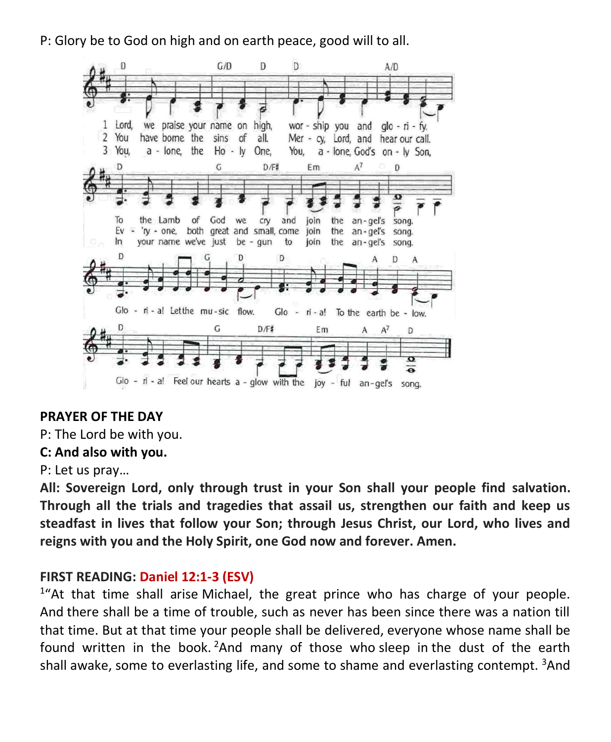P: Glory be to God on high and on earth peace, good will to all.

1 Lord, we praise your name on high, worship you and glorify. To the Lamb of God we cry and join the angel's song.

2 You have borne the sins of all. Mercy, Lord, and hear our call. Ev'ry-one, both great and small, come join the angel's song.

3 You, alone, the Holy One, You, alone, God's only Son, In your name we've just begun to join the angel's song.

Gloria! Let the music flow. Gloria! To the earth below. Gloria! Feel our hearts aglow with the joyful angel's song.

**PRAYER OF THE DAY**

P: The Lord be with you.

**C: And also with you.**

P: Let us pray…

**All: Sovereign Lord, only through trust in your Son shall your people find salvation. Through all the trials and tragedies that assail us, strengthen our faith and keep us steadfast in lives that follow your Son; through Jesus Christ, our Lord, who lives and reigns with you and the Holy Spirit, one God now and forever. Amen.**

**FIRST READING: Daniel 12:1-3 (ESV)**

[1]"At that time shall arise Michael, the great prince who has charge of your people. And there shall be a time of trouble, such as never has been since there was a nation till that time. But at that time your people shall be delivered, everyone whose name shall be found written in the book. [2]And many of those who sleep in the dust of the earth shall awake, some to everlasting life, and some to shame and everlasting contempt. [3]And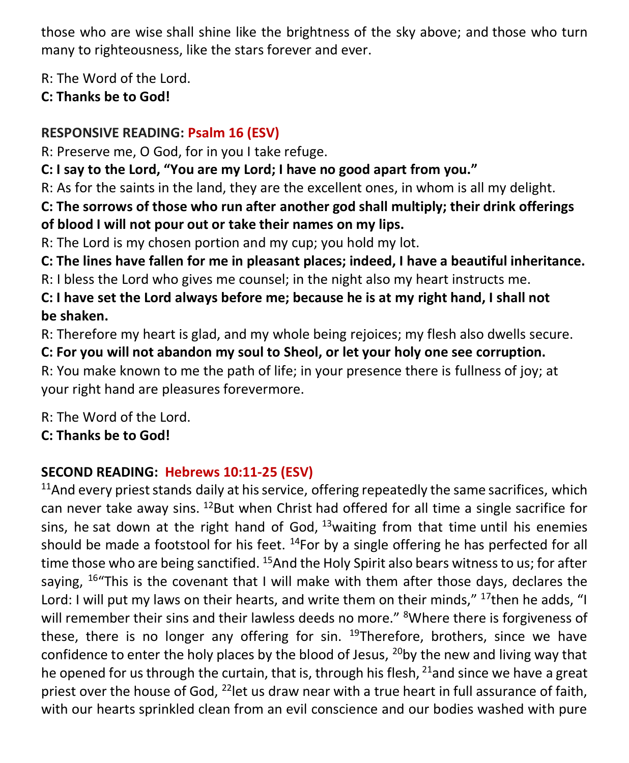those who are wise shall shine like the brightness of the sky above; and those who turn many to righteousness, like the stars forever and ever.

R: The Word of the Lord.
**C: Thanks be to God!**

**RESPONSIVE READING: Psalm 16 (ESV)**

R: Preserve me, O God, for in you I take refuge.
**C: I say to the Lord, "You are my Lord; I have no good apart from you."**
R: As for the saints in the land, they are the excellent ones, in whom is all my delight.
**C: The sorrows of those who run after another god shall multiply; their drink offerings of blood I will not pour out or take their names on my lips.**
R: The Lord is my chosen portion and my cup; you hold my lot.
**C: The lines have fallen for me in pleasant places; indeed, I have a beautiful inheritance.**
R: I bless the Lord who gives me counsel; in the night also my heart instructs me.
**C: I have set the Lord always before me; because he is at my right hand, I shall not be shaken.**
R: Therefore my heart is glad, and my whole being rejoices; my flesh also dwells secure.
**C: For you will not abandon my soul to Sheol, or let your holy one see corruption.**
R: You make known to me the path of life; in your presence there is fullness of joy; at your right hand are pleasures forevermore.

R: The Word of the Lord.
**C: Thanks be to God!**

**SECOND READING: Hebrews 10:11-25 (ESV)**

[11]And every priest stands daily at his service, offering repeatedly the same sacrifices, which can never take away sins. [12]But when Christ had offered for all time a single sacrifice for sins, he sat down at the right hand of God, [13]waiting from that time until his enemies should be made a footstool for his feet. [14]For by a single offering he has perfected for all time those who are being sanctified. [15]And the Holy Spirit also bears witness to us; for after saying, [16]"This is the covenant that I will make with them after those days, declares the Lord: I will put my laws on their hearts, and write them on their minds," [17]then he adds, "I will remember their sins and their lawless deeds no more." [8]Where there is forgiveness of these, there is no longer any offering for sin. [19]Therefore, brothers, since we have confidence to enter the holy places by the blood of Jesus, [20]by the new and living way that he opened for us through the curtain, that is, through his flesh, [21]and since we have a great priest over the house of God, [22]let us draw near with a true heart in full assurance of faith, with our hearts sprinkled clean from an evil conscience and our bodies washed with pure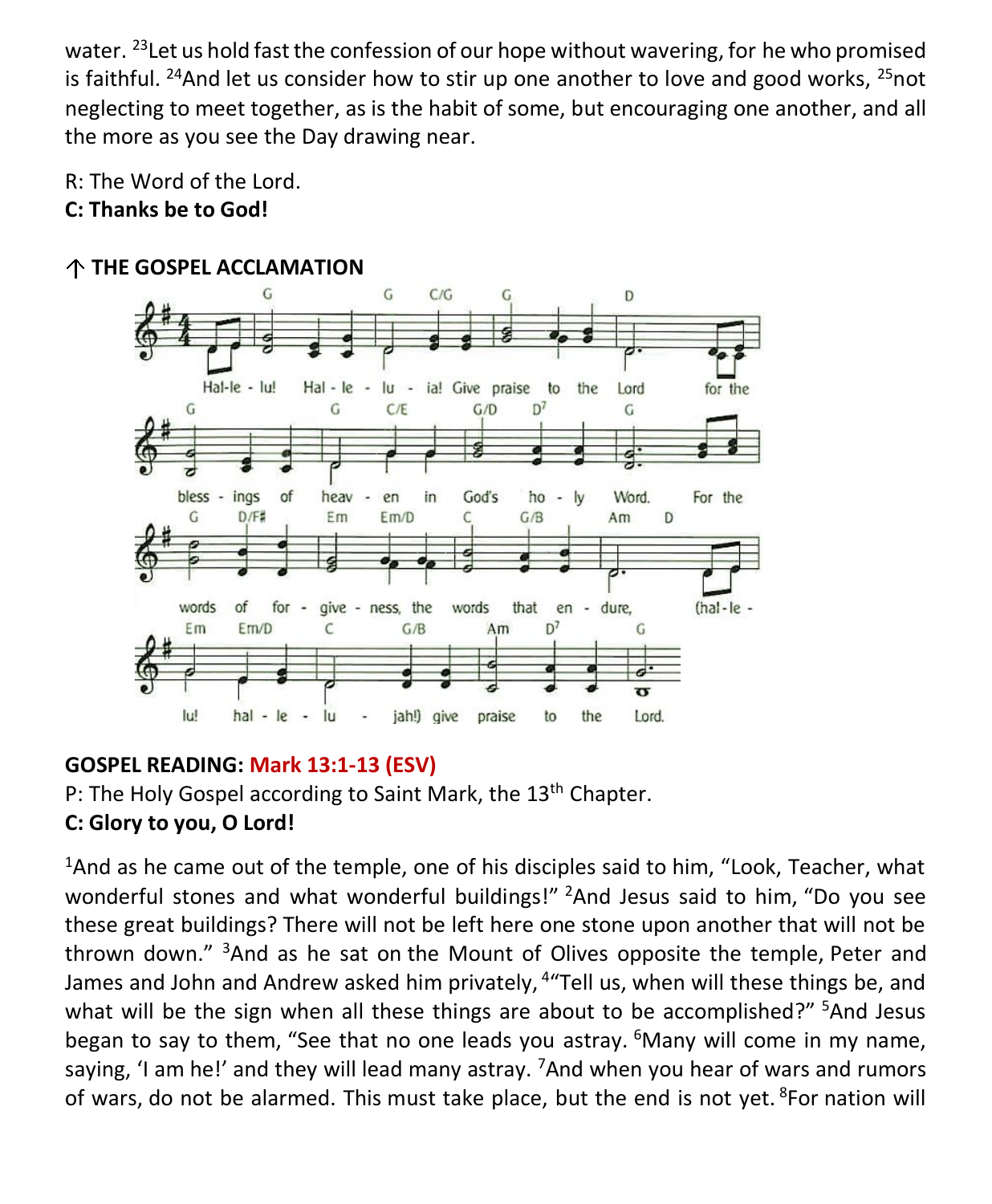water. [23]Let us hold fast the confession of our hope without wavering, for he who promised is faithful. [24]And let us consider how to stir up one another to love and good works, [25]not neglecting to meet together, as is the habit of some, but encouraging one another, and all the more as you see the Day drawing near.

R: The Word of the Lord.
**C: Thanks be to God!**

**↑ THE GOSPEL ACCLAMATION**

Hal-le-lu! Hal-le-lu-ia! Give praise to the Lord for the blessings of heaven in God's holy Word. For the words of forgiveness, the words that endure, (hal-le-lu! hal-le-lu-jah!) give praise to the Lord.

**GOSPEL READING:** **Mark 13:1-13 (ESV)**
P: The Holy Gospel according to Saint Mark, the 13th Chapter.
**C: Glory to you, O Lord!**

[1]And as he came out of the temple, one of his disciples said to him, "Look, Teacher, what wonderful stones and what wonderful buildings!" [2]And Jesus said to him, "Do you see these great buildings? There will not be left here one stone upon another that will not be thrown down." [3]And as he sat on the Mount of Olives opposite the temple, Peter and James and John and Andrew asked him privately, [4]"Tell us, when will these things be, and what will be the sign when all these things are about to be accomplished?" [5]And Jesus began to say to them, "See that no one leads you astray. [6]Many will come in my name, saying, 'I am he!' and they will lead many astray. [7]And when you hear of wars and rumors of wars, do not be alarmed. This must take place, but the end is not yet. [8]For nation will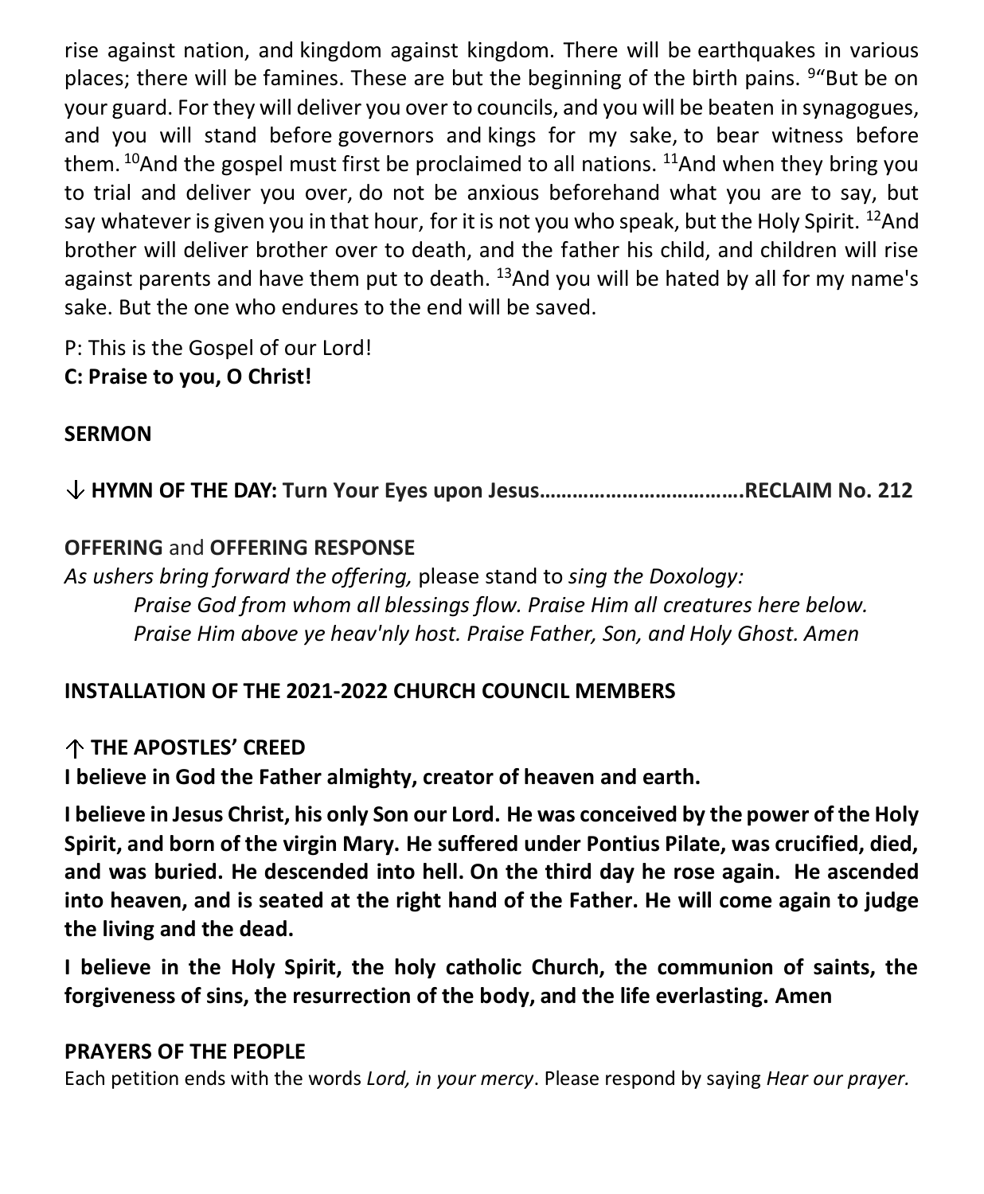rise against nation, and kingdom against kingdom. There will be earthquakes in various places; there will be famines. These are but the beginning of the birth pains. [9]"But be on your guard. For they will deliver you over to councils, and you will be beaten in synagogues, and you will stand before governors and kings for my sake, to bear witness before them. [10]And the gospel must first be proclaimed to all nations. [11]And when they bring you to trial and deliver you over, do not be anxious beforehand what you are to say, but say whatever is given you in that hour, for it is not you who speak, but the Holy Spirit. [12]And brother will deliver brother over to death, and the father his child, and children will rise against parents and have them put to death. [13]And you will be hated by all for my name's sake. But the one who endures to the end will be saved.

P: This is the Gospel of our Lord!
**C: Praise to you, O Christ!**

**SERMON**

↓ **HYMN OF THE DAY: Turn Your Eyes upon Jesus……………………………….RECLAIM No. 212**

**OFFERING** and **OFFERING RESPONSE**
*As ushers bring forward the offering,* please stand to *sing the Doxology:*

> *Praise God from whom all blessings flow. Praise Him all creatures here below. Praise Him above ye heav'nly host. Praise Father, Son, and Holy Ghost. Amen*

**INSTALLATION OF THE 2021-2022 CHURCH COUNCIL MEMBERS**

↑ **THE APOSTLES' CREED**

**I believe in God the Father almighty, creator of heaven and earth.**

**I believe in Jesus Christ, his only Son our Lord. He was conceived by the power of the Holy Spirit, and born of the virgin Mary. He suffered under Pontius Pilate, was crucified, died, and was buried. He descended into hell. On the third day he rose again. He ascended into heaven, and is seated at the right hand of the Father. He will come again to judge the living and the dead.**

**I believe in the Holy Spirit, the holy catholic Church, the communion of saints, the forgiveness of sins, the resurrection of the body, and the life everlasting. Amen**

**PRAYERS OF THE PEOPLE**
Each petition ends with the words *Lord, in your mercy*. Please respond by saying *Hear our prayer.*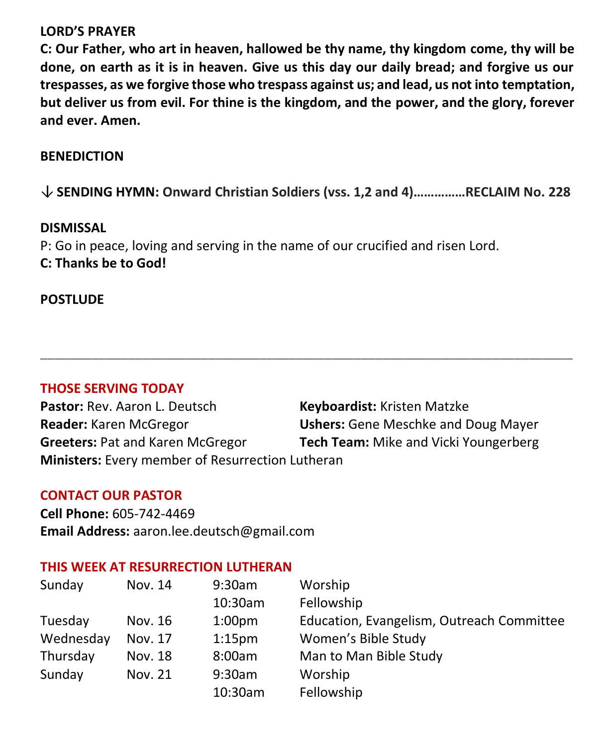**LORD'S PRAYER**

**C: Our Father, who art in heaven, hallowed be thy name, thy kingdom come, thy will be done, on earth as it is in heaven. Give us this day our daily bread; and forgive us our trespasses, as we forgive those who trespass against us; and lead, us not into temptation, but deliver us from evil. For thine is the kingdom, and the power, and the glory, forever and ever. Amen.**

**BENEDICTION**

↓ **SENDING HYMN: Onward Christian Soldiers (vss. 1,2 and 4)……………RECLAIM No. 228**

**DISMISSAL**

P: Go in peace, loving and serving in the name of our crucified and risen Lord.

**C: Thanks be to God!**

**POSTLUDE**

---

## THOSE SERVING TODAY

**Pastor:** Rev. Aaron L. Deutsch
**Reader:** Karen McGregor
**Greeters:** Pat and Karen McGregor
**Ministers:** Every member of Resurrection Lutheran
**Keyboardist:** Kristen Matzke
**Ushers:** Gene Meschke and Doug Mayer
**Tech Team:** Mike and Vicki Youngerberg

## CONTACT OUR PASTOR

**Cell Phone:** 605-742-4469
**Email Address:** aaron.lee.deutsch@gmail.com

## THIS WEEK AT RESURRECTION LUTHERAN

| | | | |
|---|---|---|---|
| Sunday | Nov. 14 | 9:30am | Worship |
| | | 10:30am | Fellowship |
| Tuesday | Nov. 16 | 1:00pm | Education, Evangelism, Outreach Committee |
| Wednesday | Nov. 17 | 1:15pm | Women's Bible Study |
| Thursday | Nov. 18 | 8:00am | Man to Man Bible Study |
| Sunday | Nov. 21 | 9:30am | Worship |
| | | 10:30am | Fellowship |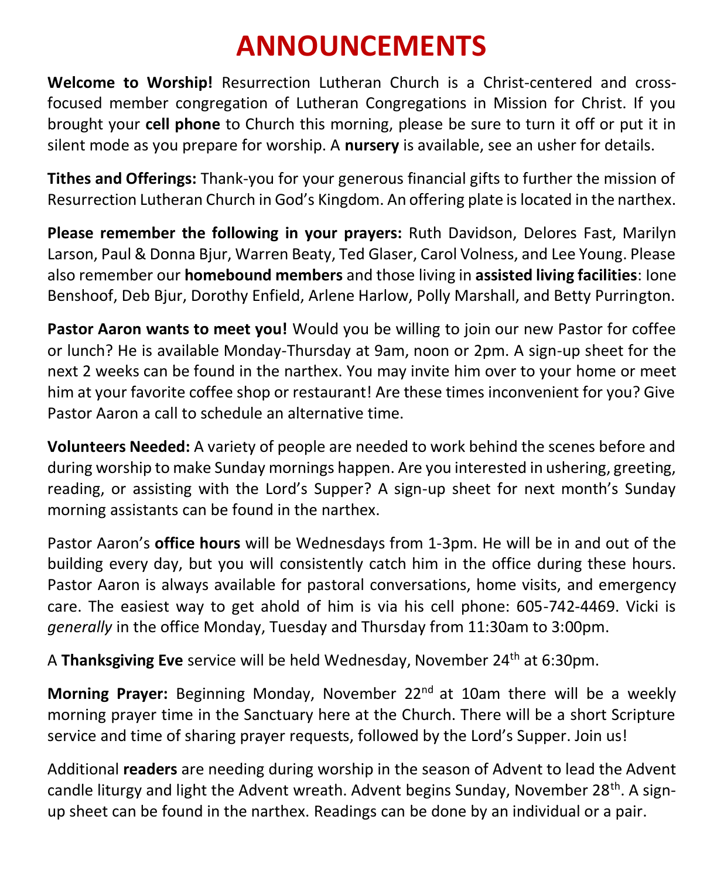# ANNOUNCEMENTS

**Welcome to Worship!** Resurrection Lutheran Church is a Christ-centered and cross-focused member congregation of Lutheran Congregations in Mission for Christ. If you brought your **cell phone** to Church this morning, please be sure to turn it off or put it in silent mode as you prepare for worship. A **nursery** is available, see an usher for details.

**Tithes and Offerings:** Thank-you for your generous financial gifts to further the mission of Resurrection Lutheran Church in God's Kingdom. An offering plate is located in the narthex.

**Please remember the following in your prayers:** Ruth Davidson, Delores Fast, Marilyn Larson, Paul & Donna Bjur, Warren Beaty, Ted Glaser, Carol Volness, and Lee Young. Please also remember our **homebound members** and those living in **assisted living facilities**: Ione Benshoof, Deb Bjur, Dorothy Enfield, Arlene Harlow, Polly Marshall, and Betty Purrington.

**Pastor Aaron wants to meet you!** Would you be willing to join our new Pastor for coffee or lunch? He is available Monday-Thursday at 9am, noon or 2pm. A sign-up sheet for the next 2 weeks can be found in the narthex. You may invite him over to your home or meet him at your favorite coffee shop or restaurant! Are these times inconvenient for you? Give Pastor Aaron a call to schedule an alternative time.

**Volunteers Needed:** A variety of people are needed to work behind the scenes before and during worship to make Sunday mornings happen. Are you interested in ushering, greeting, reading, or assisting with the Lord's Supper? A sign-up sheet for next month's Sunday morning assistants can be found in the narthex.

Pastor Aaron's **office hours** will be Wednesdays from 1-3pm. He will be in and out of the building every day, but you will consistently catch him in the office during these hours. Pastor Aaron is always available for pastoral conversations, home visits, and emergency care. The easiest way to get ahold of him is via his cell phone: 605-742-4469. Vicki is *generally* in the office Monday, Tuesday and Thursday from 11:30am to 3:00pm.

A **Thanksgiving Eve** service will be held Wednesday, November 24th at 6:30pm.

**Morning Prayer:** Beginning Monday, November 22nd at 10am there will be a weekly morning prayer time in the Sanctuary here at the Church. There will be a short Scripture service and time of sharing prayer requests, followed by the Lord's Supper. Join us!

Additional **readers** are needing during worship in the season of Advent to lead the Advent candle liturgy and light the Advent wreath. Advent begins Sunday, November 28th. A sign-up sheet can be found in the narthex. Readings can be done by an individual or a pair.